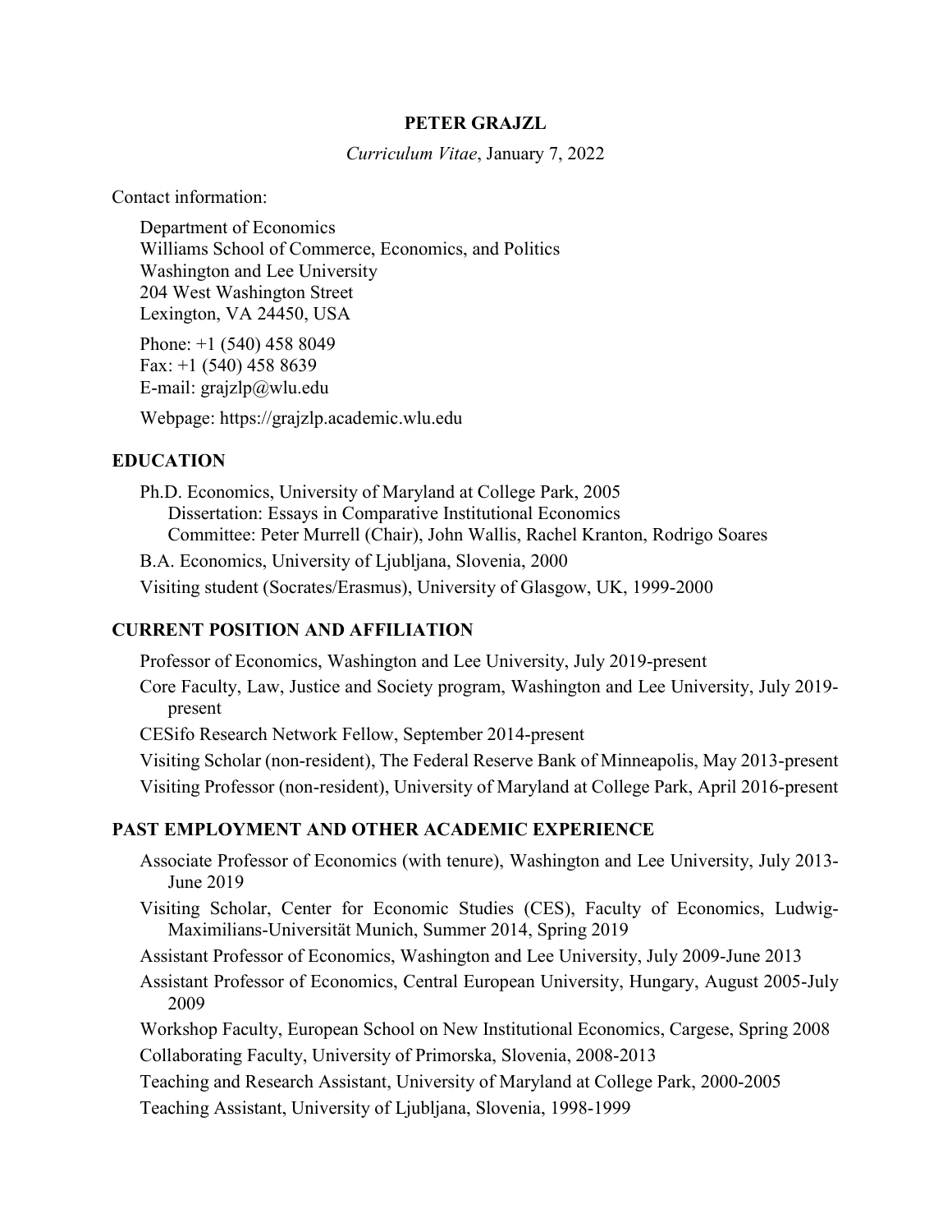# PETER GRAJZL

*Curriculum Vitae*, January 7, 2022

Contact information:

Department of Economics
Williams School of Commerce, Economics, and Politics
Washington and Lee University
204 West Washington Street
Lexington, VA 24450, USA

Phone: +1 (540) 458 8049
Fax: +1 (540) 458 8639
E-mail: grajzlp@wlu.edu

Webpage: https://grajzlp.academic.wlu.edu

## EDUCATION

Ph.D. Economics, University of Maryland at College Park, 2005
Dissertation: Essays in Comparative Institutional Economics
Committee: Peter Murrell (Chair), John Wallis, Rachel Kranton, Rodrigo Soares

B.A. Economics, University of Ljubljana, Slovenia, 2000

Visiting student (Socrates/Erasmus), University of Glasgow, UK, 1999-2000

## CURRENT POSITION AND AFFILIATION

Professor of Economics, Washington and Lee University, July 2019-present

Core Faculty, Law, Justice and Society program, Washington and Lee University, July 2019-present

CESifo Research Network Fellow, September 2014-present

Visiting Scholar (non-resident), The Federal Reserve Bank of Minneapolis, May 2013-present

Visiting Professor (non-resident), University of Maryland at College Park, April 2016-present

## PAST EMPLOYMENT AND OTHER ACADEMIC EXPERIENCE

Associate Professor of Economics (with tenure), Washington and Lee University, July 2013-June 2019

Visiting Scholar, Center for Economic Studies (CES), Faculty of Economics, Ludwig-Maximilians-Universität Munich, Summer 2014, Spring 2019

Assistant Professor of Economics, Washington and Lee University, July 2009-June 2013

Assistant Professor of Economics, Central European University, Hungary, August 2005-July 2009

Workshop Faculty, European School on New Institutional Economics, Cargese, Spring 2008

Collaborating Faculty, University of Primorska, Slovenia, 2008-2013

Teaching and Research Assistant, University of Maryland at College Park, 2000-2005

Teaching Assistant, University of Ljubljana, Slovenia, 1998-1999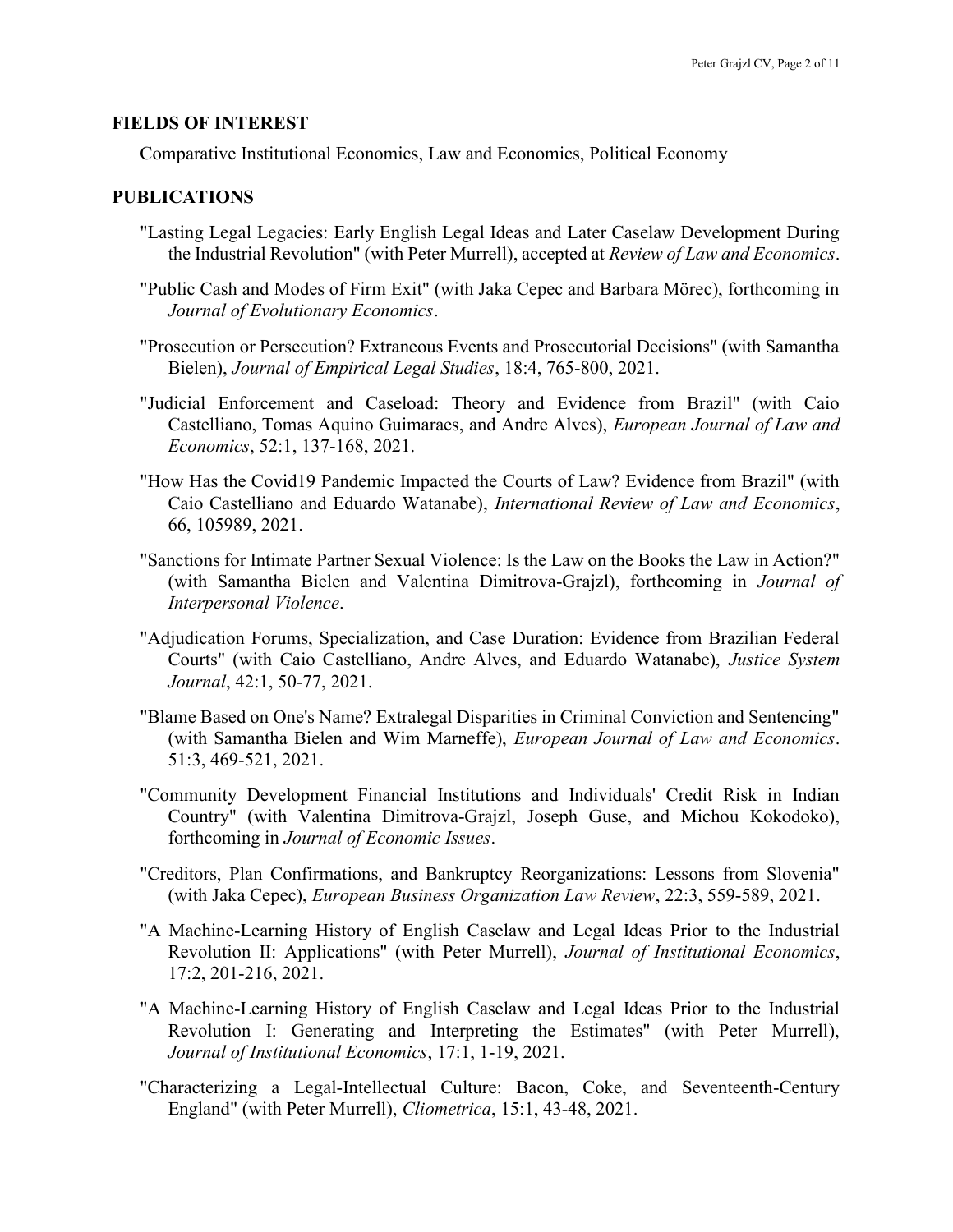## FIELDS OF INTEREST

Comparative Institutional Economics, Law and Economics, Political Economy

## PUBLICATIONS

"Lasting Legal Legacies: Early English Legal Ideas and Later Caselaw Development During the Industrial Revolution" (with Peter Murrell), accepted at *Review of Law and Economics*.

"Public Cash and Modes of Firm Exit" (with Jaka Cepec and Barbara Mörec), forthcoming in *Journal of Evolutionary Economics*.

"Prosecution or Persecution? Extraneous Events and Prosecutorial Decisions" (with Samantha Bielen), *Journal of Empirical Legal Studies*, 18:4, 765-800, 2021.

"Judicial Enforcement and Caseload: Theory and Evidence from Brazil" (with Caio Castelliano, Tomas Aquino Guimaraes, and Andre Alves), *European Journal of Law and Economics*, 52:1, 137-168, 2021.

"How Has the Covid19 Pandemic Impacted the Courts of Law? Evidence from Brazil" (with Caio Castelliano and Eduardo Watanabe), *International Review of Law and Economics*, 66, 105989, 2021.

"Sanctions for Intimate Partner Sexual Violence: Is the Law on the Books the Law in Action?" (with Samantha Bielen and Valentina Dimitrova-Grajzl), forthcoming in *Journal of Interpersonal Violence*.

"Adjudication Forums, Specialization, and Case Duration: Evidence from Brazilian Federal Courts" (with Caio Castelliano, Andre Alves, and Eduardo Watanabe), *Justice System Journal*, 42:1, 50-77, 2021.

"Blame Based on One's Name? Extralegal Disparities in Criminal Conviction and Sentencing" (with Samantha Bielen and Wim Marneffe), *European Journal of Law and Economics*. 51:3, 469-521, 2021.

"Community Development Financial Institutions and Individuals' Credit Risk in Indian Country" (with Valentina Dimitrova-Grajzl, Joseph Guse, and Michou Kokodoko), forthcoming in *Journal of Economic Issues*.

"Creditors, Plan Confirmations, and Bankruptcy Reorganizations: Lessons from Slovenia" (with Jaka Cepec), *European Business Organization Law Review*, 22:3, 559-589, 2021.

"A Machine-Learning History of English Caselaw and Legal Ideas Prior to the Industrial Revolution II: Applications" (with Peter Murrell), *Journal of Institutional Economics*, 17:2, 201-216, 2021.

"A Machine-Learning History of English Caselaw and Legal Ideas Prior to the Industrial Revolution I: Generating and Interpreting the Estimates" (with Peter Murrell), *Journal of Institutional Economics*, 17:1, 1-19, 2021.

"Characterizing a Legal-Intellectual Culture: Bacon, Coke, and Seventeenth-Century England" (with Peter Murrell), *Cliometrica*, 15:1, 43-48, 2021.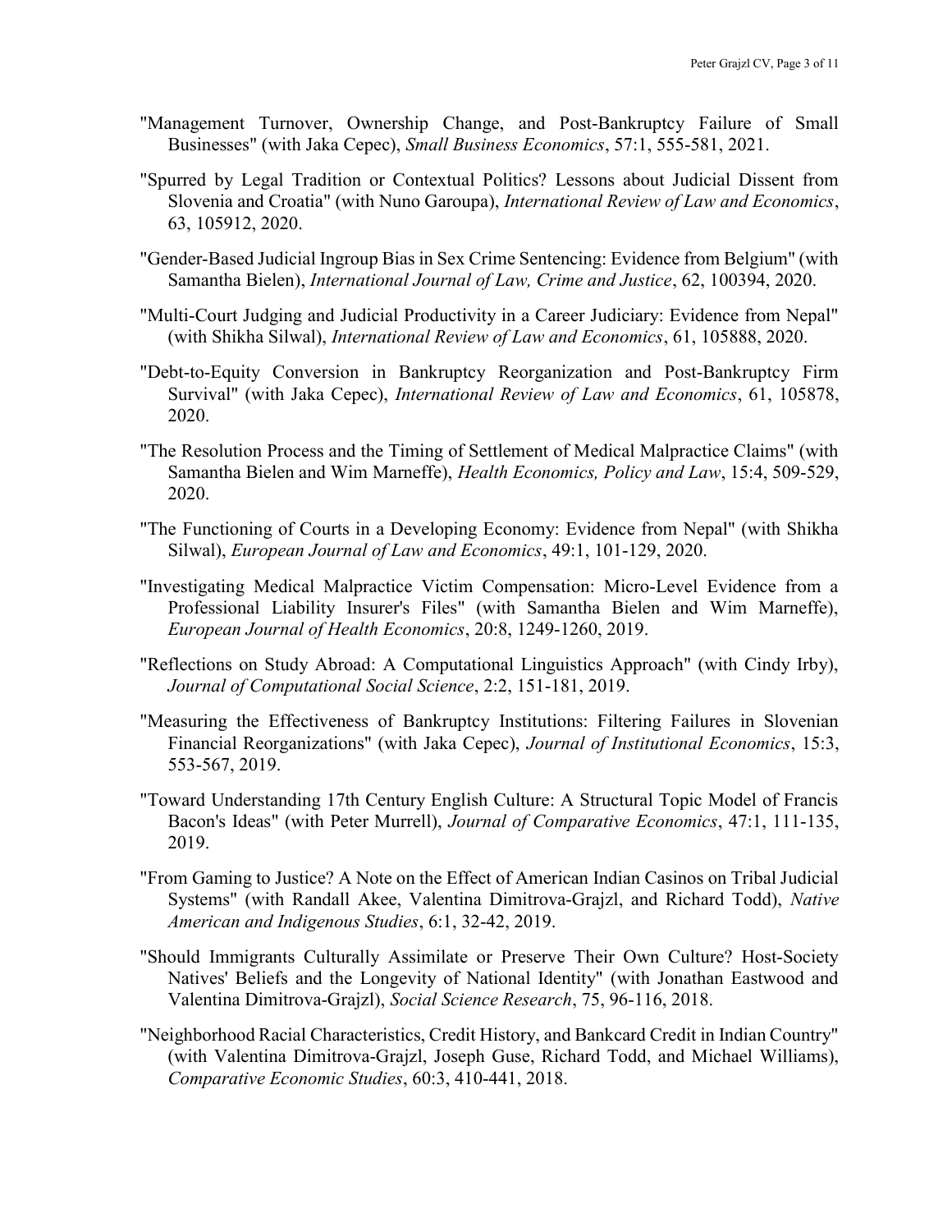"Management Turnover, Ownership Change, and Post-Bankruptcy Failure of Small Businesses" (with Jaka Cepec), *Small Business Economics*, 57:1, 555-581, 2021.

"Spurred by Legal Tradition or Contextual Politics? Lessons about Judicial Dissent from Slovenia and Croatia" (with Nuno Garoupa), *International Review of Law and Economics*, 63, 105912, 2020.

"Gender-Based Judicial Ingroup Bias in Sex Crime Sentencing: Evidence from Belgium" (with Samantha Bielen), *International Journal of Law, Crime and Justice*, 62, 100394, 2020.

"Multi-Court Judging and Judicial Productivity in a Career Judiciary: Evidence from Nepal" (with Shikha Silwal), *International Review of Law and Economics*, 61, 105888, 2020.

"Debt-to-Equity Conversion in Bankruptcy Reorganization and Post-Bankruptcy Firm Survival" (with Jaka Cepec), *International Review of Law and Economics*, 61, 105878, 2020.

"The Resolution Process and the Timing of Settlement of Medical Malpractice Claims" (with Samantha Bielen and Wim Marneffe), *Health Economics, Policy and Law*, 15:4, 509-529, 2020.

"The Functioning of Courts in a Developing Economy: Evidence from Nepal" (with Shikha Silwal), *European Journal of Law and Economics*, 49:1, 101-129, 2020.

"Investigating Medical Malpractice Victim Compensation: Micro-Level Evidence from a Professional Liability Insurer's Files" (with Samantha Bielen and Wim Marneffe), *European Journal of Health Economics*, 20:8, 1249-1260, 2019.

"Reflections on Study Abroad: A Computational Linguistics Approach" (with Cindy Irby), *Journal of Computational Social Science*, 2:2, 151-181, 2019.

"Measuring the Effectiveness of Bankruptcy Institutions: Filtering Failures in Slovenian Financial Reorganizations" (with Jaka Cepec), *Journal of Institutional Economics*, 15:3, 553-567, 2019.

"Toward Understanding 17th Century English Culture: A Structural Topic Model of Francis Bacon's Ideas" (with Peter Murrell), *Journal of Comparative Economics*, 47:1, 111-135, 2019.

"From Gaming to Justice? A Note on the Effect of American Indian Casinos on Tribal Judicial Systems" (with Randall Akee, Valentina Dimitrova-Grajzl, and Richard Todd), *Native American and Indigenous Studies*, 6:1, 32-42, 2019.

"Should Immigrants Culturally Assimilate or Preserve Their Own Culture? Host-Society Natives' Beliefs and the Longevity of National Identity" (with Jonathan Eastwood and Valentina Dimitrova-Grajzl), *Social Science Research*, 75, 96-116, 2018.

"Neighborhood Racial Characteristics, Credit History, and Bankcard Credit in Indian Country" (with Valentina Dimitrova-Grajzl, Joseph Guse, Richard Todd, and Michael Williams), *Comparative Economic Studies*, 60:3, 410-441, 2018.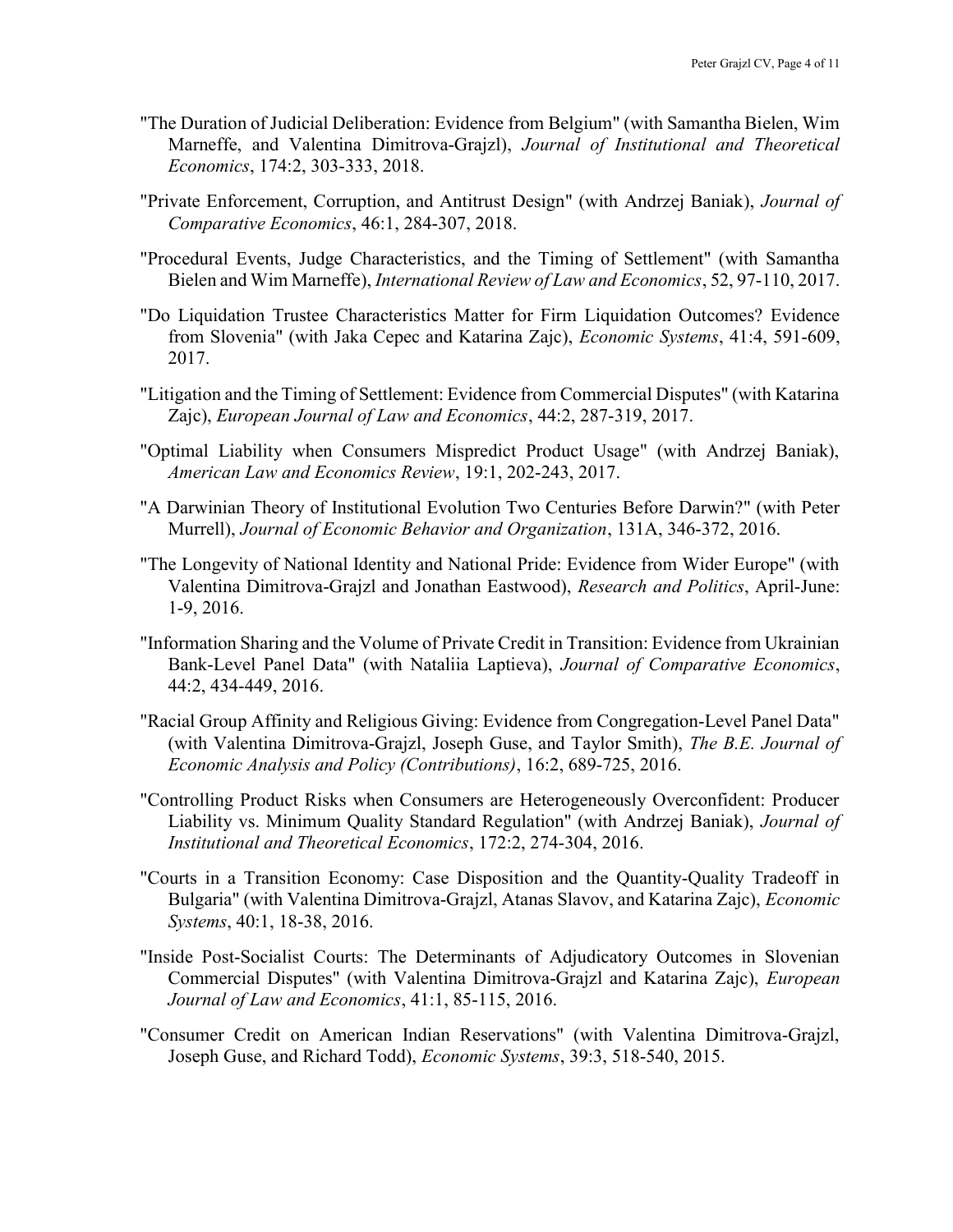"The Duration of Judicial Deliberation: Evidence from Belgium" (with Samantha Bielen, Wim Marneffe, and Valentina Dimitrova-Grajzl), *Journal of Institutional and Theoretical Economics*, 174:2, 303-333, 2018.

"Private Enforcement, Corruption, and Antitrust Design" (with Andrzej Baniak), *Journal of Comparative Economics*, 46:1, 284-307, 2018.

"Procedural Events, Judge Characteristics, and the Timing of Settlement" (with Samantha Bielen and Wim Marneffe), *International Review of Law and Economics*, 52, 97-110, 2017.

"Do Liquidation Trustee Characteristics Matter for Firm Liquidation Outcomes? Evidence from Slovenia" (with Jaka Cepec and Katarina Zajc), *Economic Systems*, 41:4, 591-609, 2017.

"Litigation and the Timing of Settlement: Evidence from Commercial Disputes" (with Katarina Zajc), *European Journal of Law and Economics*, 44:2, 287-319, 2017.

"Optimal Liability when Consumers Mispredict Product Usage" (with Andrzej Baniak), *American Law and Economics Review*, 19:1, 202-243, 2017.

"A Darwinian Theory of Institutional Evolution Two Centuries Before Darwin?" (with Peter Murrell), *Journal of Economic Behavior and Organization*, 131A, 346-372, 2016.

"The Longevity of National Identity and National Pride: Evidence from Wider Europe" (with Valentina Dimitrova-Grajzl and Jonathan Eastwood), *Research and Politics*, April-June: 1-9, 2016.

"Information Sharing and the Volume of Private Credit in Transition: Evidence from Ukrainian Bank-Level Panel Data" (with Nataliia Laptieva), *Journal of Comparative Economics*, 44:2, 434-449, 2016.

"Racial Group Affinity and Religious Giving: Evidence from Congregation-Level Panel Data" (with Valentina Dimitrova-Grajzl, Joseph Guse, and Taylor Smith), *The B.E. Journal of Economic Analysis and Policy (Contributions)*, 16:2, 689-725, 2016.

"Controlling Product Risks when Consumers are Heterogeneously Overconfident: Producer Liability vs. Minimum Quality Standard Regulation" (with Andrzej Baniak), *Journal of Institutional and Theoretical Economics*, 172:2, 274-304, 2016.

"Courts in a Transition Economy: Case Disposition and the Quantity-Quality Tradeoff in Bulgaria" (with Valentina Dimitrova-Grajzl, Atanas Slavov, and Katarina Zajc), *Economic Systems*, 40:1, 18-38, 2016.

"Inside Post-Socialist Courts: The Determinants of Adjudicatory Outcomes in Slovenian Commercial Disputes" (with Valentina Dimitrova-Grajzl and Katarina Zajc), *European Journal of Law and Economics*, 41:1, 85-115, 2016.

"Consumer Credit on American Indian Reservations" (with Valentina Dimitrova-Grajzl, Joseph Guse, and Richard Todd), *Economic Systems*, 39:3, 518-540, 2015.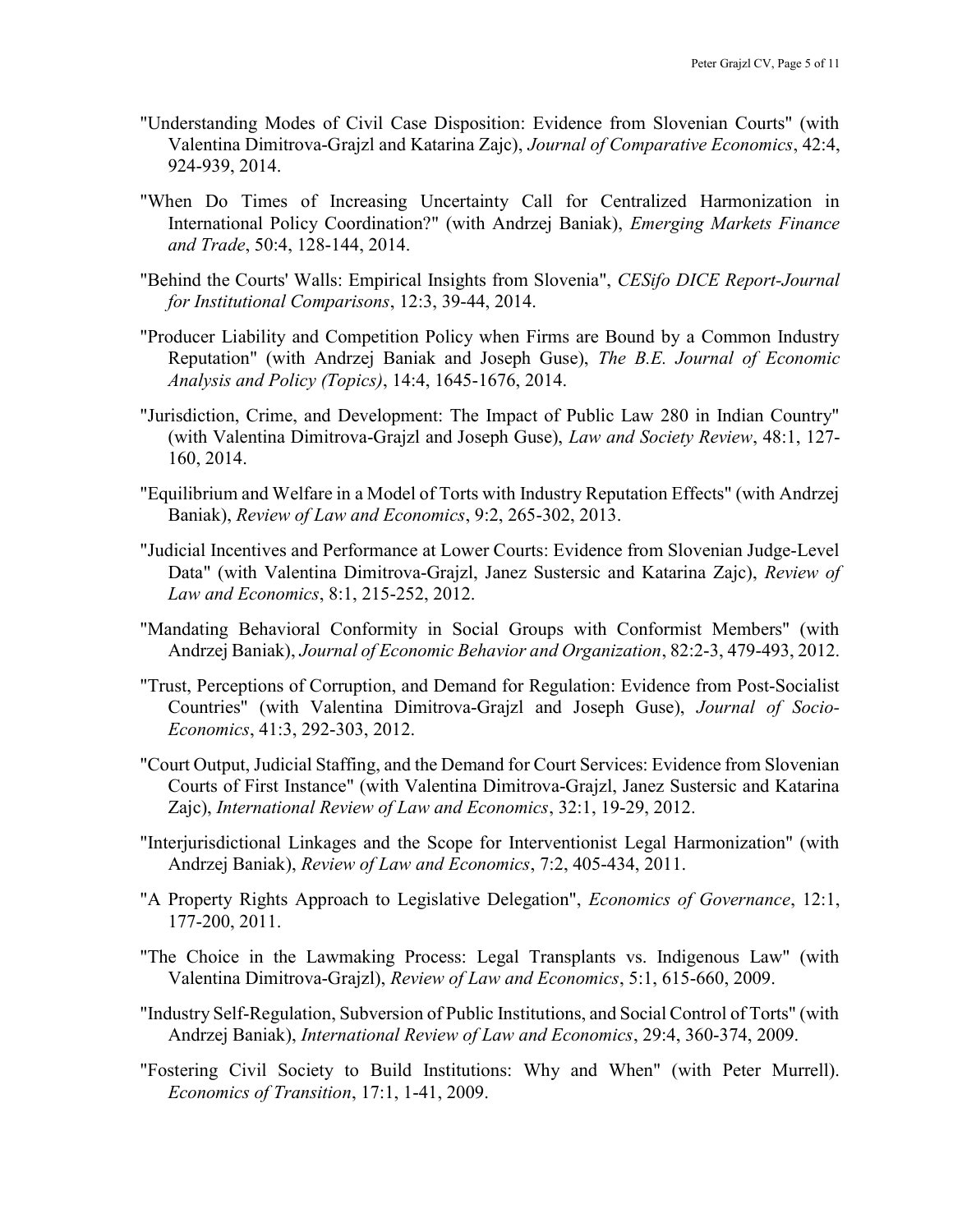"Understanding Modes of Civil Case Disposition: Evidence from Slovenian Courts" (with Valentina Dimitrova-Grajzl and Katarina Zajc), *Journal of Comparative Economics*, 42:4, 924-939, 2014.

"When Do Times of Increasing Uncertainty Call for Centralized Harmonization in International Policy Coordination?" (with Andrzej Baniak), *Emerging Markets Finance and Trade*, 50:4, 128-144, 2014.

"Behind the Courts' Walls: Empirical Insights from Slovenia", *CESifo DICE Report-Journal for Institutional Comparisons*, 12:3, 39-44, 2014.

"Producer Liability and Competition Policy when Firms are Bound by a Common Industry Reputation" (with Andrzej Baniak and Joseph Guse), *The B.E. Journal of Economic Analysis and Policy (Topics)*, 14:4, 1645-1676, 2014.

"Jurisdiction, Crime, and Development: The Impact of Public Law 280 in Indian Country" (with Valentina Dimitrova-Grajzl and Joseph Guse), *Law and Society Review*, 48:1, 127-160, 2014.

"Equilibrium and Welfare in a Model of Torts with Industry Reputation Effects" (with Andrzej Baniak), *Review of Law and Economics*, 9:2, 265-302, 2013.

"Judicial Incentives and Performance at Lower Courts: Evidence from Slovenian Judge-Level Data" (with Valentina Dimitrova-Grajzl, Janez Sustersic and Katarina Zajc), *Review of Law and Economics*, 8:1, 215-252, 2012.

"Mandating Behavioral Conformity in Social Groups with Conformist Members" (with Andrzej Baniak), *Journal of Economic Behavior and Organization*, 82:2-3, 479-493, 2012.

"Trust, Perceptions of Corruption, and Demand for Regulation: Evidence from Post-Socialist Countries" (with Valentina Dimitrova-Grajzl and Joseph Guse), *Journal of Socio-Economics*, 41:3, 292-303, 2012.

"Court Output, Judicial Staffing, and the Demand for Court Services: Evidence from Slovenian Courts of First Instance" (with Valentina Dimitrova-Grajzl, Janez Sustersic and Katarina Zajc), *International Review of Law and Economics*, 32:1, 19-29, 2012.

"Interjurisdictional Linkages and the Scope for Interventionist Legal Harmonization" (with Andrzej Baniak), *Review of Law and Economics*, 7:2, 405-434, 2011.

"A Property Rights Approach to Legislative Delegation", *Economics of Governance*, 12:1, 177-200, 2011.

"The Choice in the Lawmaking Process: Legal Transplants vs. Indigenous Law" (with Valentina Dimitrova-Grajzl), *Review of Law and Economics*, 5:1, 615-660, 2009.

"Industry Self-Regulation, Subversion of Public Institutions, and Social Control of Torts" (with Andrzej Baniak), *International Review of Law and Economics*, 29:4, 360-374, 2009.

"Fostering Civil Society to Build Institutions: Why and When" (with Peter Murrell). *Economics of Transition*, 17:1, 1-41, 2009.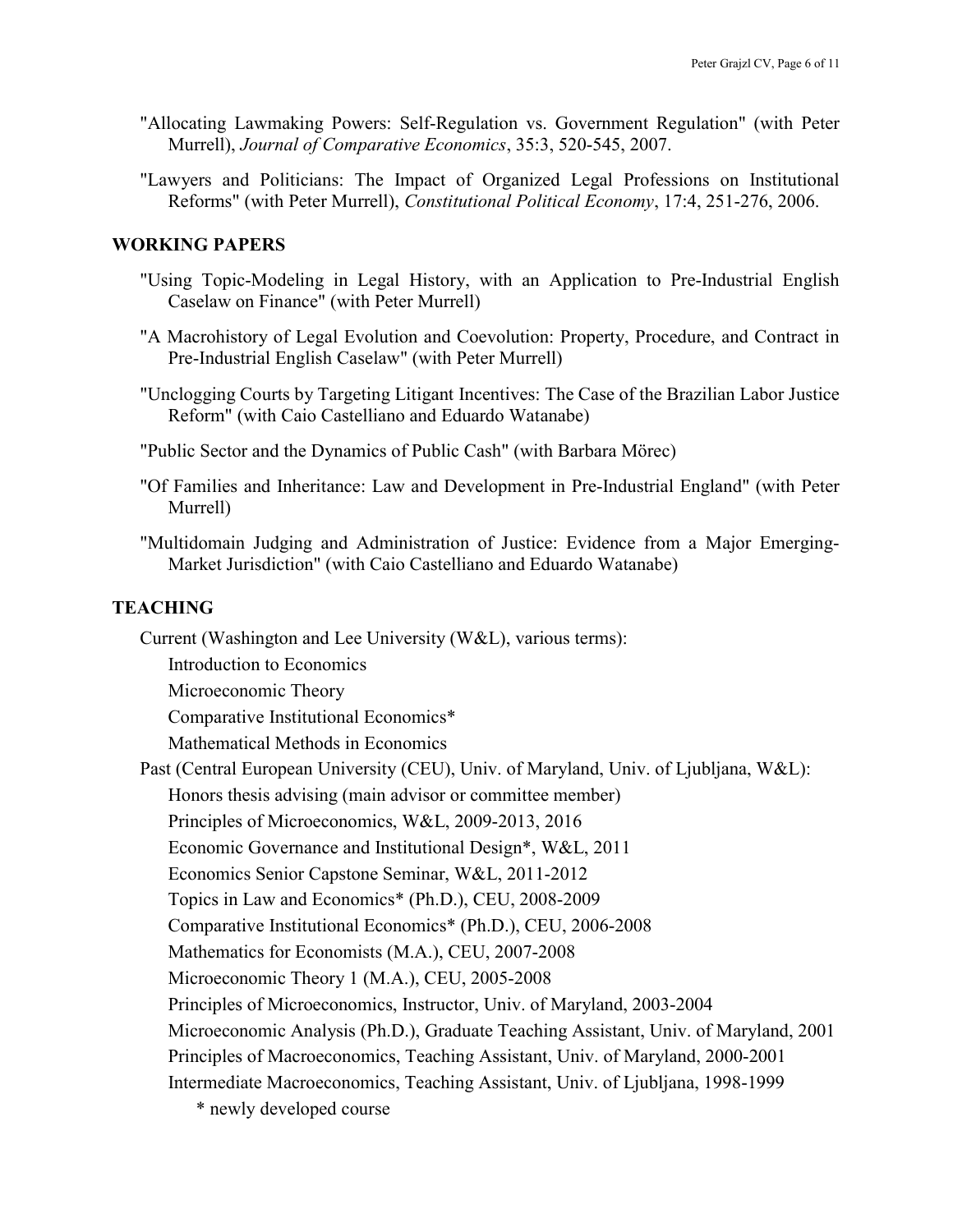"Allocating Lawmaking Powers: Self-Regulation vs. Government Regulation" (with Peter Murrell), *Journal of Comparative Economics*, 35:3, 520-545, 2007.

"Lawyers and Politicians: The Impact of Organized Legal Professions on Institutional Reforms" (with Peter Murrell), *Constitutional Political Economy*, 17:4, 251-276, 2006.

## WORKING PAPERS

"Using Topic-Modeling in Legal History, with an Application to Pre-Industrial English Caselaw on Finance" (with Peter Murrell)

"A Macrohistory of Legal Evolution and Coevolution: Property, Procedure, and Contract in Pre-Industrial English Caselaw" (with Peter Murrell)

"Unclogging Courts by Targeting Litigant Incentives: The Case of the Brazilian Labor Justice Reform" (with Caio Castelliano and Eduardo Watanabe)

"Public Sector and the Dynamics of Public Cash" (with Barbara Mörec)

"Of Families and Inheritance: Law and Development in Pre-Industrial England" (with Peter Murrell)

"Multidomain Judging and Administration of Justice: Evidence from a Major Emerging-Market Jurisdiction" (with Caio Castelliano and Eduardo Watanabe)

## TEACHING

Current (Washington and Lee University (W&L), various terms):

- Introduction to Economics
- Microeconomic Theory
- Comparative Institutional Economics*
- Mathematical Methods in Economics

Past (Central European University (CEU), Univ. of Maryland, Univ. of Ljubljana, W&L):

- Honors thesis advising (main advisor or committee member)
- Principles of Microeconomics, W&L, 2009-2013, 2016
- Economic Governance and Institutional Design*, W&L, 2011
- Economics Senior Capstone Seminar, W&L, 2011-2012
- Topics in Law and Economics* (Ph.D.), CEU, 2008-2009
- Comparative Institutional Economics* (Ph.D.), CEU, 2006-2008
- Mathematics for Economists (M.A.), CEU, 2007-2008
- Microeconomic Theory 1 (M.A.), CEU, 2005-2008
- Principles of Microeconomics, Instructor, Univ. of Maryland, 2003-2004
- Microeconomic Analysis (Ph.D.), Graduate Teaching Assistant, Univ. of Maryland, 2001
- Principles of Macroeconomics, Teaching Assistant, Univ. of Maryland, 2000-2001
- Intermediate Macroeconomics, Teaching Assistant, Univ. of Ljubljana, 1998-1999

\* newly developed course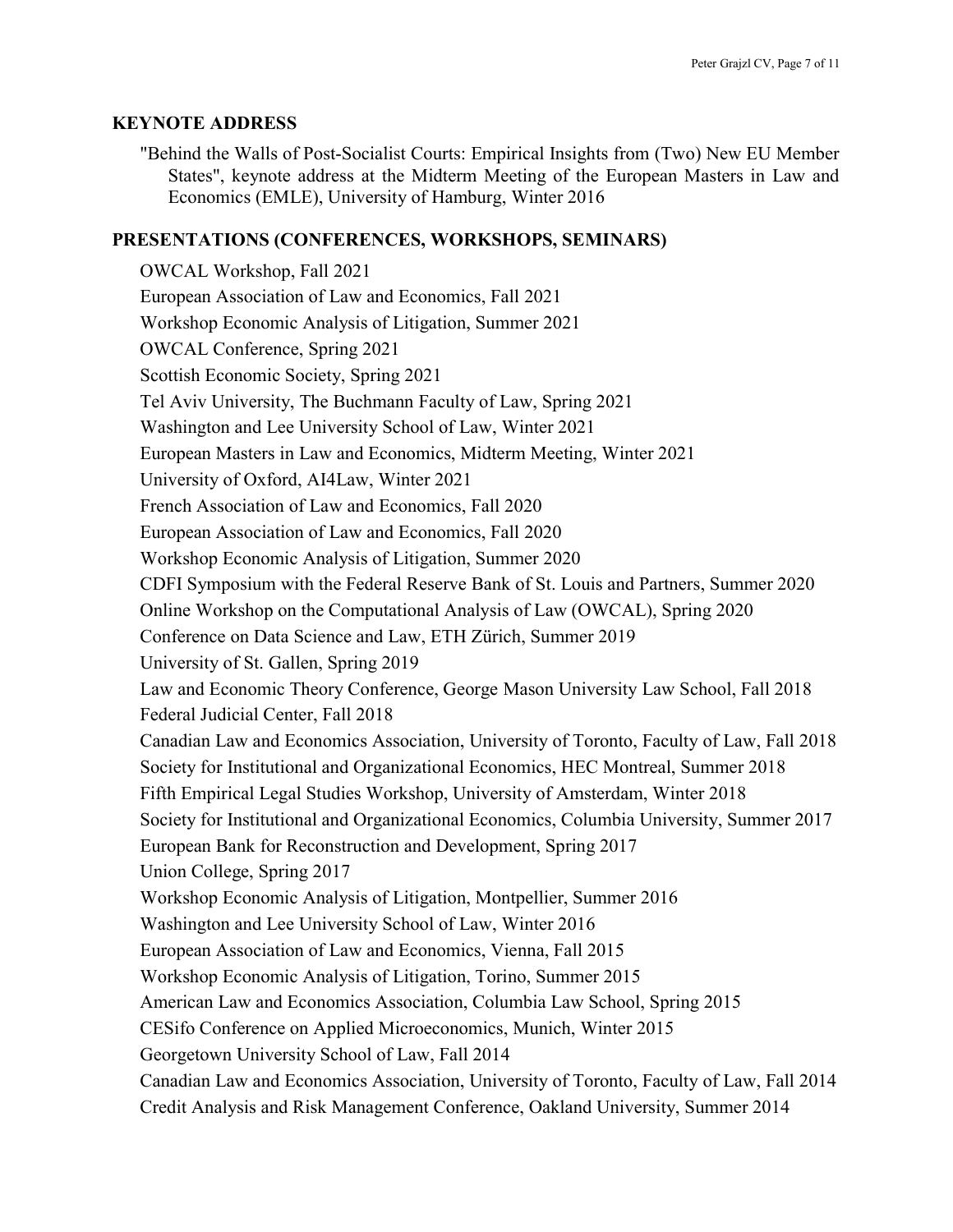## KEYNOTE ADDRESS

"Behind the Walls of Post-Socialist Courts: Empirical Insights from (Two) New EU Member States", keynote address at the Midterm Meeting of the European Masters in Law and Economics (EMLE), University of Hamburg, Winter 2016

## PRESENTATIONS (CONFERENCES, WORKSHOPS, SEMINARS)

OWCAL Workshop, Fall 2021
European Association of Law and Economics, Fall 2021
Workshop Economic Analysis of Litigation, Summer 2021
OWCAL Conference, Spring 2021
Scottish Economic Society, Spring 2021
Tel Aviv University, The Buchmann Faculty of Law, Spring 2021
Washington and Lee University School of Law, Winter 2021
European Masters in Law and Economics, Midterm Meeting, Winter 2021
University of Oxford, AI4Law, Winter 2021
French Association of Law and Economics, Fall 2020
European Association of Law and Economics, Fall 2020
Workshop Economic Analysis of Litigation, Summer 2020
CDFI Symposium with the Federal Reserve Bank of St. Louis and Partners, Summer 2020
Online Workshop on the Computational Analysis of Law (OWCAL), Spring 2020
Conference on Data Science and Law, ETH Zürich, Summer 2019
University of St. Gallen, Spring 2019
Law and Economic Theory Conference, George Mason University Law School, Fall 2018
Federal Judicial Center, Fall 2018
Canadian Law and Economics Association, University of Toronto, Faculty of Law, Fall 2018
Society for Institutional and Organizational Economics, HEC Montreal, Summer 2018
Fifth Empirical Legal Studies Workshop, University of Amsterdam, Winter 2018
Society for Institutional and Organizational Economics, Columbia University, Summer 2017
European Bank for Reconstruction and Development, Spring 2017
Union College, Spring 2017
Workshop Economic Analysis of Litigation, Montpellier, Summer 2016
Washington and Lee University School of Law, Winter 2016
European Association of Law and Economics, Vienna, Fall 2015
Workshop Economic Analysis of Litigation, Torino, Summer 2015
American Law and Economics Association, Columbia Law School, Spring 2015
CESifo Conference on Applied Microeconomics, Munich, Winter 2015
Georgetown University School of Law, Fall 2014
Canadian Law and Economics Association, University of Toronto, Faculty of Law, Fall 2014
Credit Analysis and Risk Management Conference, Oakland University, Summer 2014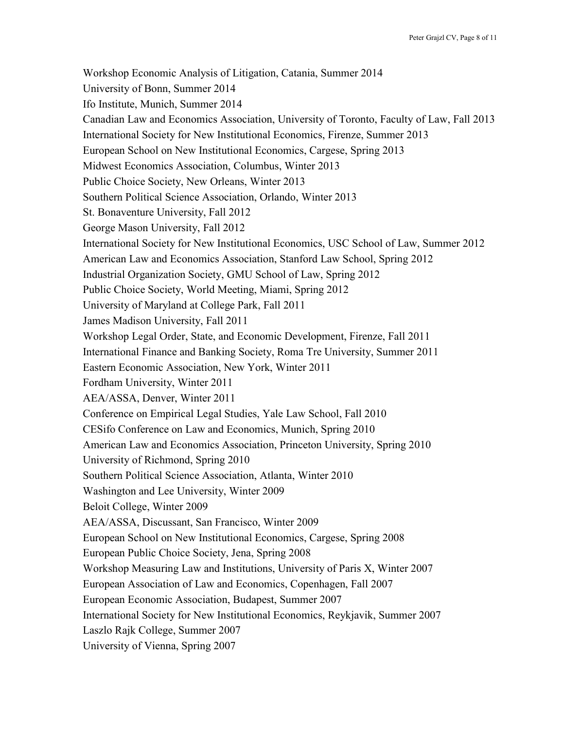Workshop Economic Analysis of Litigation, Catania, Summer 2014
University of Bonn, Summer 2014
Ifo Institute, Munich, Summer 2014
Canadian Law and Economics Association, University of Toronto, Faculty of Law, Fall 2013
International Society for New Institutional Economics, Firenze, Summer 2013
European School on New Institutional Economics, Cargese, Spring 2013
Midwest Economics Association, Columbus, Winter 2013
Public Choice Society, New Orleans, Winter 2013
Southern Political Science Association, Orlando, Winter 2013
St. Bonaventure University, Fall 2012
George Mason University, Fall 2012
International Society for New Institutional Economics, USC School of Law, Summer 2012
American Law and Economics Association, Stanford Law School, Spring 2012
Industrial Organization Society, GMU School of Law, Spring 2012
Public Choice Society, World Meeting, Miami, Spring 2012
University of Maryland at College Park, Fall 2011
James Madison University, Fall 2011
Workshop Legal Order, State, and Economic Development, Firenze, Fall 2011
International Finance and Banking Society, Roma Tre University, Summer 2011
Eastern Economic Association, New York, Winter 2011
Fordham University, Winter 2011
AEA/ASSA, Denver, Winter 2011
Conference on Empirical Legal Studies, Yale Law School, Fall 2010
CESifo Conference on Law and Economics, Munich, Spring 2010
American Law and Economics Association, Princeton University, Spring 2010
University of Richmond, Spring 2010
Southern Political Science Association, Atlanta, Winter 2010
Washington and Lee University, Winter 2009
Beloit College, Winter 2009
AEA/ASSA, Discussant, San Francisco, Winter 2009
European School on New Institutional Economics, Cargese, Spring 2008
European Public Choice Society, Jena, Spring 2008
Workshop Measuring Law and Institutions, University of Paris X, Winter 2007
European Association of Law and Economics, Copenhagen, Fall 2007
European Economic Association, Budapest, Summer 2007
International Society for New Institutional Economics, Reykjavik, Summer 2007
Laszlo Rajk College, Summer 2007
University of Vienna, Spring 2007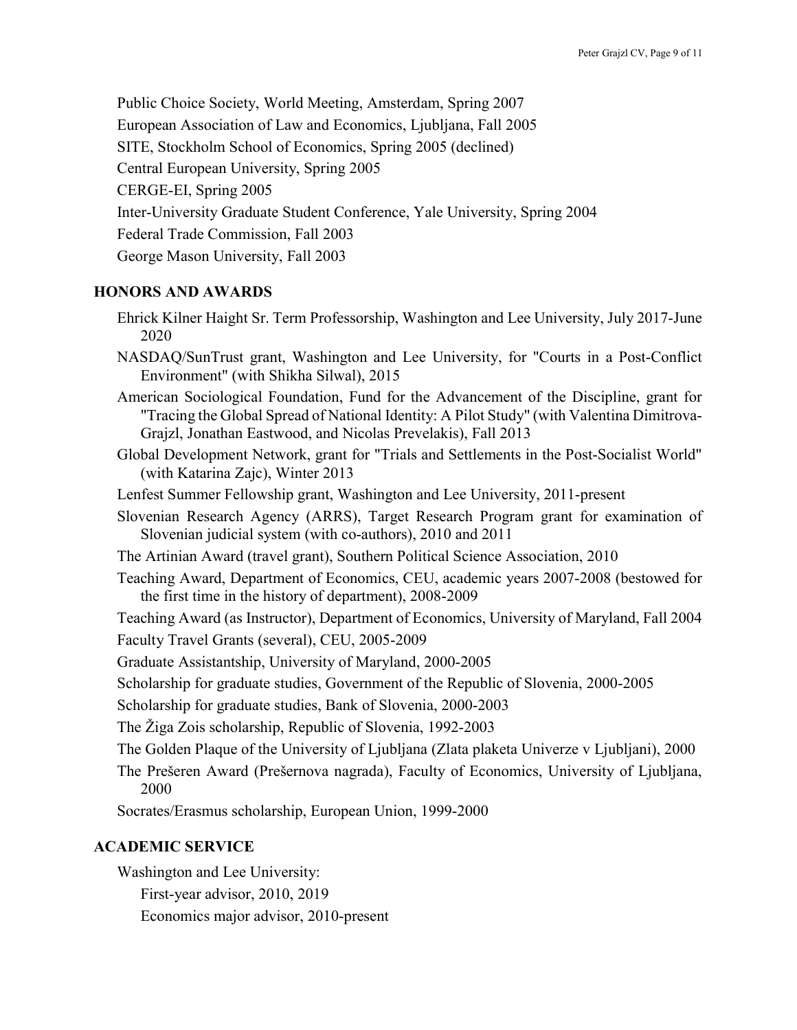Public Choice Society, World Meeting, Amsterdam, Spring 2007

European Association of Law and Economics, Ljubljana, Fall 2005

SITE, Stockholm School of Economics, Spring 2005 (declined)

Central European University, Spring 2005

CERGE-EI, Spring 2005

Inter-University Graduate Student Conference, Yale University, Spring 2004

Federal Trade Commission, Fall 2003

George Mason University, Fall 2003

## HONORS AND AWARDS

Ehrick Kilner Haight Sr. Term Professorship, Washington and Lee University, July 2017-June 2020

NASDAQ/SunTrust grant, Washington and Lee University, for "Courts in a Post-Conflict Environment" (with Shikha Silwal), 2015

American Sociological Foundation, Fund for the Advancement of the Discipline, grant for "Tracing the Global Spread of National Identity: A Pilot Study" (with Valentina Dimitrova-Grajzl, Jonathan Eastwood, and Nicolas Prevelakis), Fall 2013

Global Development Network, grant for "Trials and Settlements in the Post-Socialist World" (with Katarina Zajc), Winter 2013

Lenfest Summer Fellowship grant, Washington and Lee University, 2011-present

Slovenian Research Agency (ARRS), Target Research Program grant for examination of Slovenian judicial system (with co-authors), 2010 and 2011

The Artinian Award (travel grant), Southern Political Science Association, 2010

Teaching Award, Department of Economics, CEU, academic years 2007-2008 (bestowed for the first time in the history of department), 2008-2009

Teaching Award (as Instructor), Department of Economics, University of Maryland, Fall 2004

Faculty Travel Grants (several), CEU, 2005-2009

Graduate Assistantship, University of Maryland, 2000-2005

Scholarship for graduate studies, Government of the Republic of Slovenia, 2000-2005

Scholarship for graduate studies, Bank of Slovenia, 2000-2003

The Žiga Zois scholarship, Republic of Slovenia, 1992-2003

The Golden Plaque of the University of Ljubljana (Zlata plaketa Univerze v Ljubljani), 2000

The Prešeren Award (Prešernova nagrada), Faculty of Economics, University of Ljubljana, 2000

Socrates/Erasmus scholarship, European Union, 1999-2000

## ACADEMIC SERVICE

Washington and Lee University:

First-year advisor, 2010, 2019

Economics major advisor, 2010-present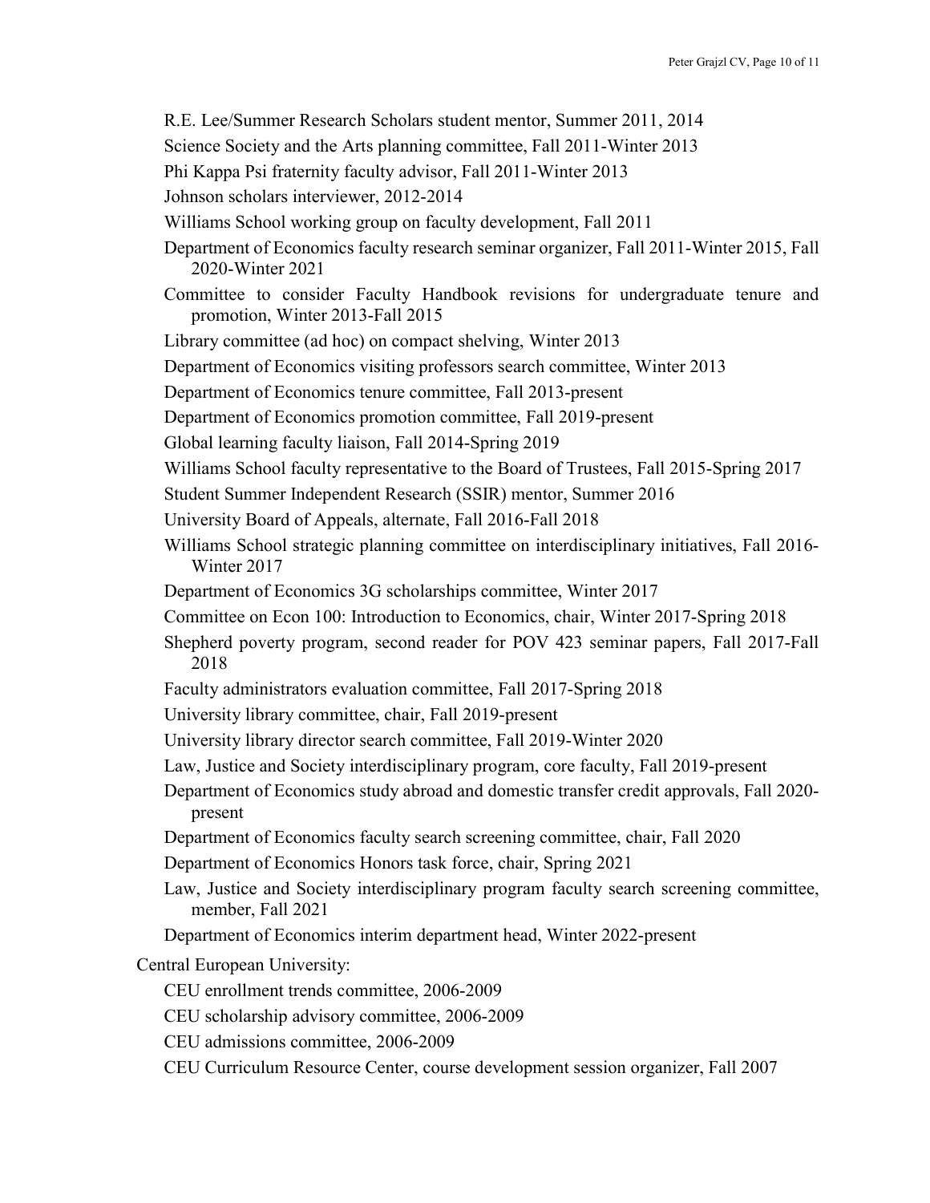R.E. Lee/Summer Research Scholars student mentor, Summer 2011, 2014

Science Society and the Arts planning committee, Fall 2011-Winter 2013

Phi Kappa Psi fraternity faculty advisor, Fall 2011-Winter 2013

Johnson scholars interviewer, 2012-2014

Williams School working group on faculty development, Fall 2011

Department of Economics faculty research seminar organizer, Fall 2011-Winter 2015, Fall 2020-Winter 2021

Committee to consider Faculty Handbook revisions for undergraduate tenure and promotion, Winter 2013-Fall 2015

Library committee (ad hoc) on compact shelving, Winter 2013

Department of Economics visiting professors search committee, Winter 2013

Department of Economics tenure committee, Fall 2013-present

Department of Economics promotion committee, Fall 2019-present

Global learning faculty liaison, Fall 2014-Spring 2019

Williams School faculty representative to the Board of Trustees, Fall 2015-Spring 2017

Student Summer Independent Research (SSIR) mentor, Summer 2016

University Board of Appeals, alternate, Fall 2016-Fall 2018

Williams School strategic planning committee on interdisciplinary initiatives, Fall 2016-Winter 2017

Department of Economics 3G scholarships committee, Winter 2017

Committee on Econ 100: Introduction to Economics, chair, Winter 2017-Spring 2018

Shepherd poverty program, second reader for POV 423 seminar papers, Fall 2017-Fall 2018

Faculty administrators evaluation committee, Fall 2017-Spring 2018

University library committee, chair, Fall 2019-present

University library director search committee, Fall 2019-Winter 2020

Law, Justice and Society interdisciplinary program, core faculty, Fall 2019-present

Department of Economics study abroad and domestic transfer credit approvals, Fall 2020-present

Department of Economics faculty search screening committee, chair, Fall 2020

Department of Economics Honors task force, chair, Spring 2021

Law, Justice and Society interdisciplinary program faculty search screening committee, member, Fall 2021

Department of Economics interim department head, Winter 2022-present

Central European University:

CEU enrollment trends committee, 2006-2009

CEU scholarship advisory committee, 2006-2009

CEU admissions committee, 2006-2009

CEU Curriculum Resource Center, course development session organizer, Fall 2007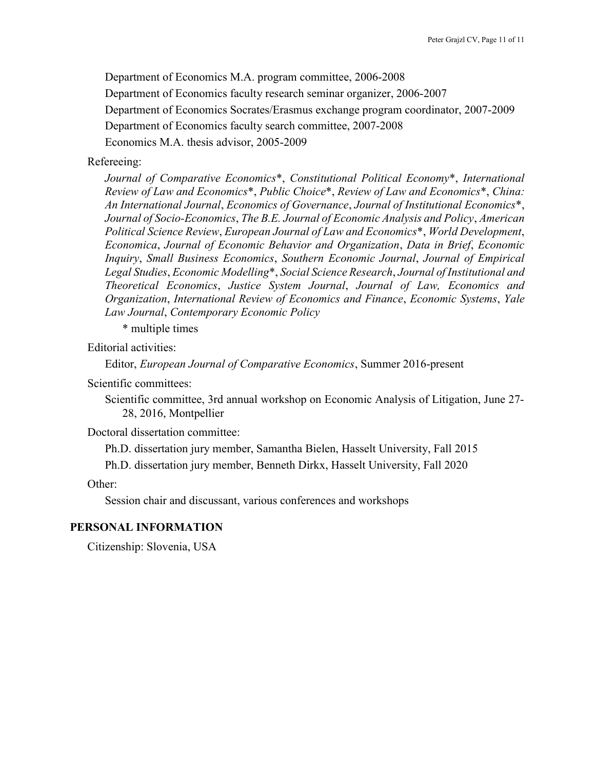Department of Economics M.A. program committee, 2006-2008

Department of Economics faculty research seminar organizer, 2006-2007

Department of Economics Socrates/Erasmus exchange program coordinator, 2007-2009

Department of Economics faculty search committee, 2007-2008

Economics M.A. thesis advisor, 2005-2009

Refereeing:

*Journal of Comparative Economics**, *Constitutional Political Economy**, *International Review of Law and Economics**, *Public Choice**, *Review of Law and Economics**, *China: An International Journal*, *Economics of Governance*, *Journal of Institutional Economics**, *Journal of Socio-Economics*, *The B.E. Journal of Economic Analysis and Policy*, *American Political Science Review*, *European Journal of Law and Economics**, *World Development*, *Economica*, *Journal of Economic Behavior and Organization*, *Data in Brief*, *Economic Inquiry*, *Small Business Economics*, *Southern Economic Journal*, *Journal of Empirical Legal Studies*, *Economic Modelling**, *Social Science Research*, *Journal of Institutional and Theoretical Economics*, *Justice System Journal*, *Journal of Law, Economics and Organization*, *International Review of Economics and Finance*, *Economic Systems*, *Yale Law Journal*, *Contemporary Economic Policy*

\* multiple times

Editorial activities:

Editor, *European Journal of Comparative Economics*, Summer 2016-present

Scientific committees:

Scientific committee, 3rd annual workshop on Economic Analysis of Litigation, June 27-28, 2016, Montpellier

Doctoral dissertation committee:

Ph.D. dissertation jury member, Samantha Bielen, Hasselt University, Fall 2015

Ph.D. dissertation jury member, Benneth Dirkx, Hasselt University, Fall 2020

Other:

Session chair and discussant, various conferences and workshops

## PERSONAL INFORMATION

Citizenship: Slovenia, USA